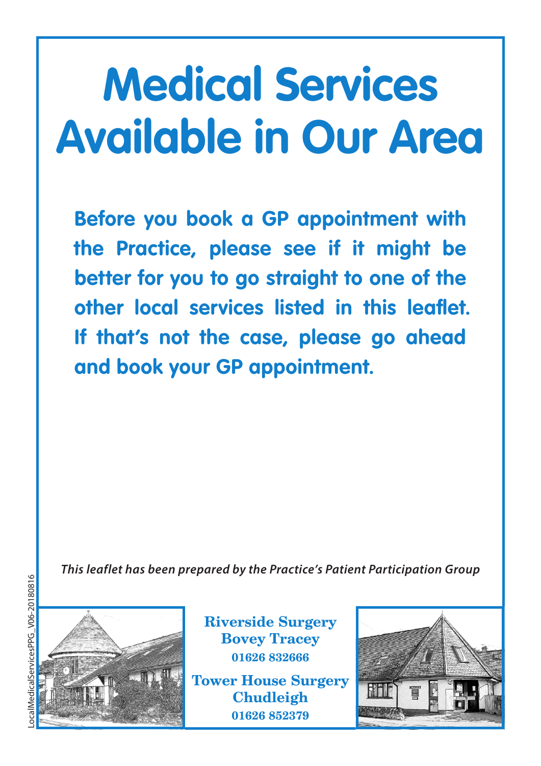# Medical Services Available in Our Area

**Before you book a GP appointment with the Practice, please see if it might be better for you to go straight to one of the other local services listed in this leaflet. If that's not the case, please go ahead and book your GP appointment.**

*This leaflet has been prepared by the Practice's Patient Participation Group*

**Riverside Surgery**
**Bovey Tracey**
**01626 832666**

**Tower House Surgery**
**Chudleigh**
**01626 852379**

LocalMedicalServicesPPG_V06-20180816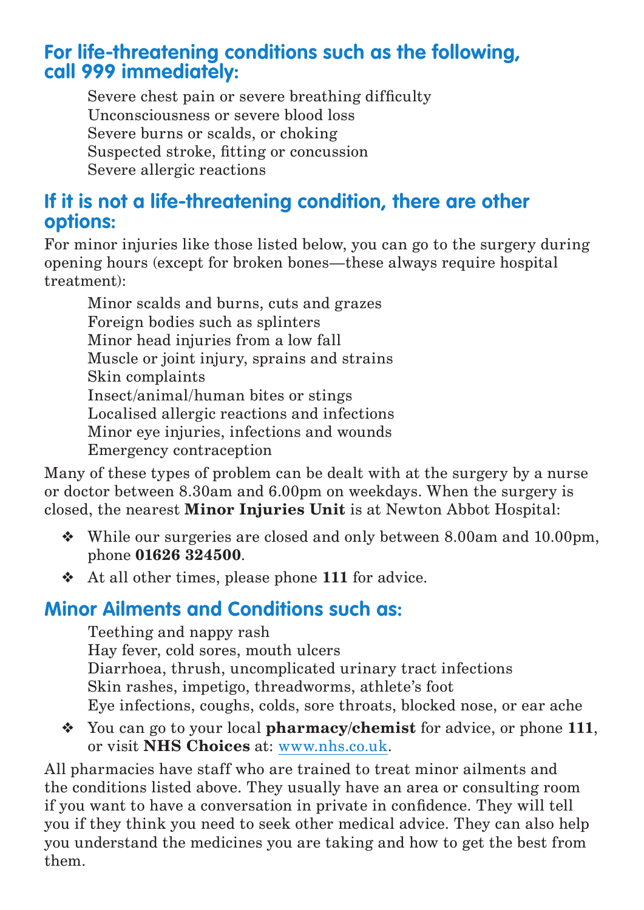## For life-threatening conditions such as the following, call 999 immediately:

Severe chest pain or severe breathing difficulty
Unconsciousness or severe blood loss
Severe burns or scalds, or choking
Suspected stroke, fitting or concussion
Severe allergic reactions

## If it is not a life-threatening condition, there are other options:

For minor injuries like those listed below, you can go to the surgery during opening hours (except for broken bones—these always require hospital treatment):

Minor scalds and burns, cuts and grazes
Foreign bodies such as splinters
Minor head injuries from a low fall
Muscle or joint injury, sprains and strains
Skin complaints
Insect/animal/human bites or stings
Localised allergic reactions and infections
Minor eye injuries, infections and wounds
Emergency contraception

Many of these types of problem can be dealt with at the surgery by a nurse or doctor between 8.30am and 6.00pm on weekdays. When the surgery is closed, the nearest **Minor Injuries Unit** is at Newton Abbot Hospital:

- While our surgeries are closed and only between 8.00am and 10.00pm, phone **01626 324500**.
- At all other times, please phone **111** for advice.

## Minor Ailments and Conditions such as:

Teething and nappy rash
Hay fever, cold sores, mouth ulcers
Diarrhoea, thrush, uncomplicated urinary tract infections
Skin rashes, impetigo, threadworms, athlete's foot
Eye infections, coughs, colds, sore throats, blocked nose, or ear ache

- You can go to your local **pharmacy/chemist** for advice, or phone **111**, or visit **NHS Choices** at: www.nhs.co.uk.

All pharmacies have staff who are trained to treat minor ailments and the conditions listed above. They usually have an area or consulting room if you want to have a conversation in private in confidence. They will tell you if they think you need to seek other medical advice. They can also help you understand the medicines you are taking and how to get the best from them.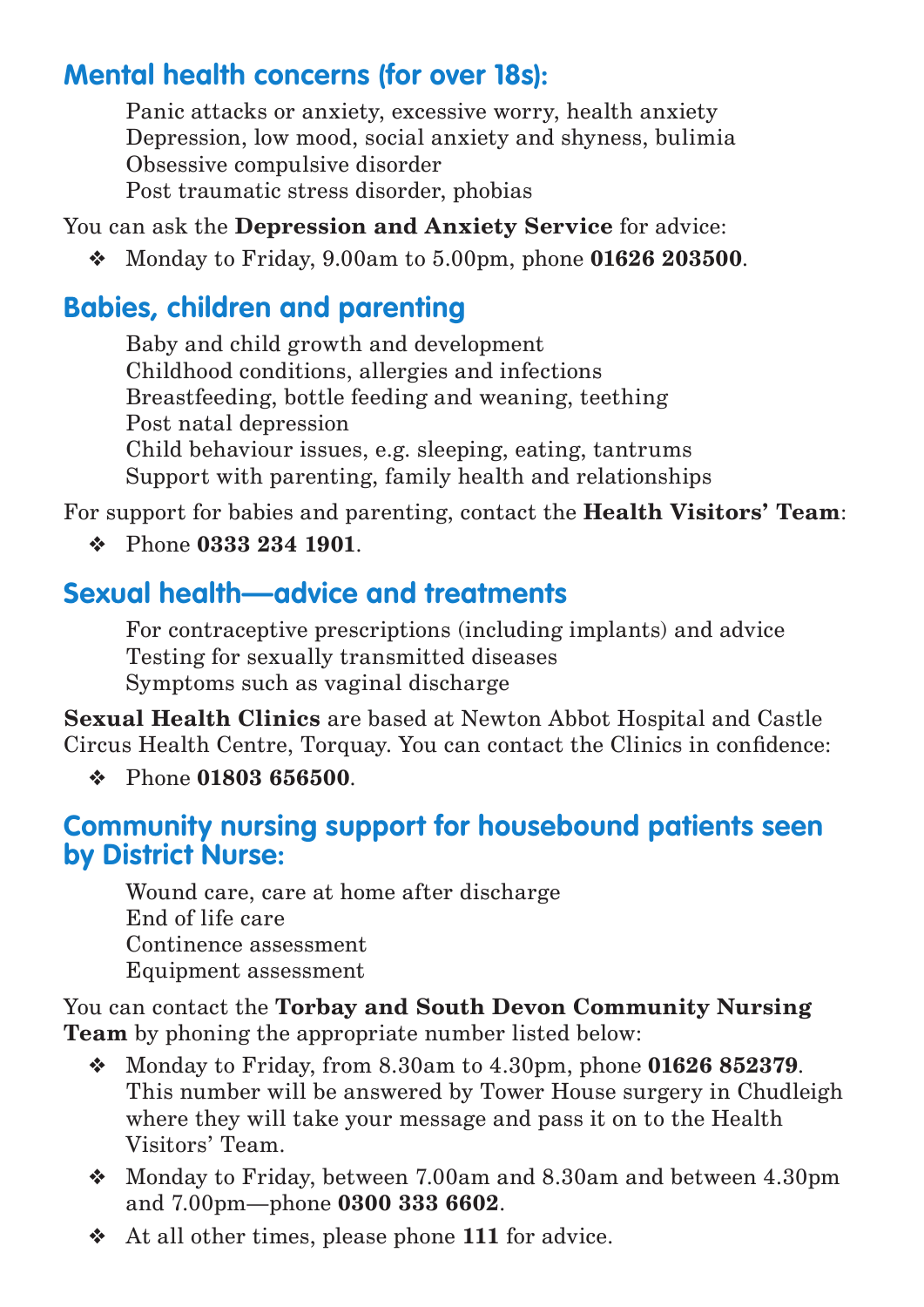## Mental health concerns (for over 18s):

Panic attacks or anxiety, excessive worry, health anxiety
Depression, low mood, social anxiety and shyness, bulimia
Obsessive compulsive disorder
Post traumatic stress disorder, phobias

You can ask the **Depression and Anxiety Service** for advice:

- Monday to Friday, 9.00am to 5.00pm, phone **01626 203500**.

## Babies, children and parenting

Baby and child growth and development
Childhood conditions, allergies and infections
Breastfeeding, bottle feeding and weaning, teething
Post natal depression
Child behaviour issues, e.g. sleeping, eating, tantrums
Support with parenting, family health and relationships

For support for babies and parenting, contact the **Health Visitors' Team**:

- Phone **0333 234 1901**.

## Sexual health—advice and treatments

For contraceptive prescriptions (including implants) and advice
Testing for sexually transmitted diseases
Symptoms such as vaginal discharge

**Sexual Health Clinics** are based at Newton Abbot Hospital and Castle Circus Health Centre, Torquay. You can contact the Clinics in confidence:

- Phone **01803 656500**.

## Community nursing support for housebound patients seen by District Nurse:

Wound care, care at home after discharge
End of life care
Continence assessment
Equipment assessment

You can contact the **Torbay and South Devon Community Nursing Team** by phoning the appropriate number listed below:

- Monday to Friday, from 8.30am to 4.30pm, phone **01626 852379**. This number will be answered by Tower House surgery in Chudleigh where they will take your message and pass it on to the Health Visitors' Team.
- Monday to Friday, between 7.00am and 8.30am and between 4.30pm and 7.00pm—phone **0300 333 6602**.
- At all other times, please phone **111** for advice.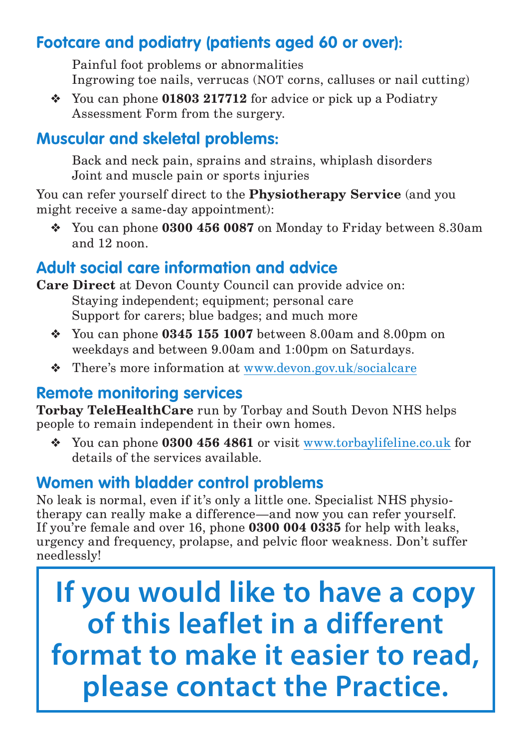## Footcare and podiatry (patients aged 60 or over):

Painful foot problems or abnormalities
Ingrowing toe nails, verrucas (NOT corns, calluses or nail cutting)

- ❖ You can phone **01803 217712** for advice or pick up a Podiatry Assessment Form from the surgery.

## Muscular and skeletal problems:

Back and neck pain, sprains and strains, whiplash disorders
Joint and muscle pain or sports injuries

You can refer yourself direct to the **Physiotherapy Service** (and you might receive a same-day appointment):

- ❖ You can phone **0300 456 0087** on Monday to Friday between 8.30am and 12 noon.

## Adult social care information and advice

**Care Direct** at Devon County Council can provide advice on:
Staying independent; equipment; personal care
Support for carers; blue badges; and much more

- ❖ You can phone **0345 155 1007** between 8.00am and 8.00pm on weekdays and between 9.00am and 1:00pm on Saturdays.
- ❖ There's more information at www.devon.gov.uk/socialcare

## Remote monitoring services

**Torbay TeleHealthCare** run by Torbay and South Devon NHS helps people to remain independent in their own homes.

- ❖ You can phone **0300 456 4861** or visit www.torbaylifeline.co.uk for details of the services available.

## Women with bladder control problems

No leak is normal, even if it's only a little one. Specialist NHS physiotherapy can really make a difference—and now you can refer yourself. If you're female and over 16, phone **0300 004 0335** for help with leaks, urgency and frequency, prolapse, and pelvic floor weakness. Don't suffer needlessly!

**If you would like to have a copy of this leaflet in a different format to make it easier to read, please contact the Practice.**